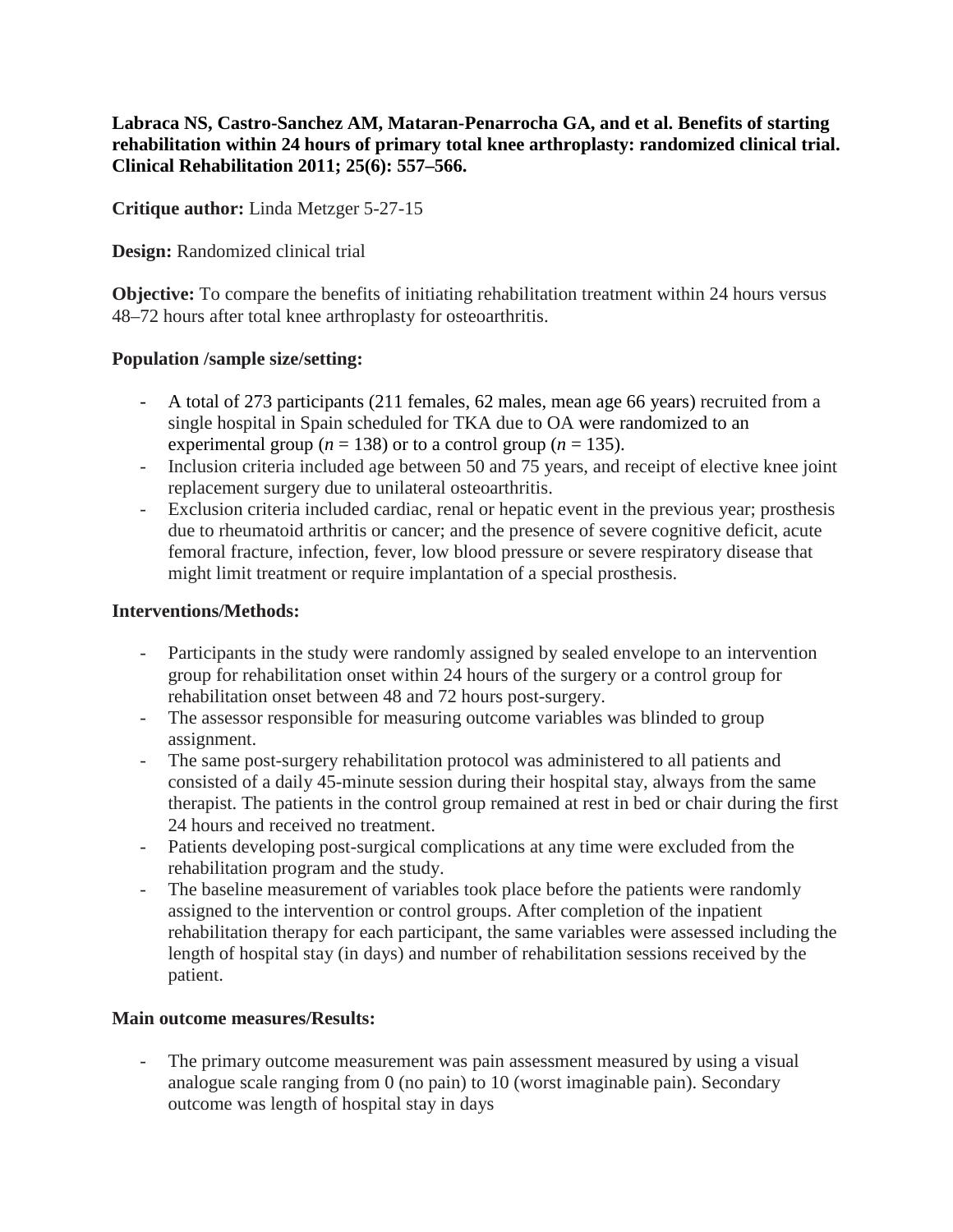**Labraca NS, Castro-Sanchez AM, Mataran-Penarrocha GA, and et al. Benefits of starting rehabilitation within 24 hours of primary total knee arthroplasty: randomized clinical trial. Clinical Rehabilitation 2011; 25(6): 557–566.**

**Critique author:** Linda Metzger 5-27-15

**Design:** Randomized clinical trial

**Objective:** To compare the benefits of initiating rehabilitation treatment within 24 hours versus 48–72 hours after total knee arthroplasty for osteoarthritis.

**Population /sample size/setting:**

- A total of 273 participants (211 females, 62 males, mean age 66 years) recruited from a single hospital in Spain scheduled for TKA due to OA were randomized to an experimental group ($n$ = 138) or to a control group ($n$ = 135).
- Inclusion criteria included age between 50 and 75 years, and receipt of elective knee joint replacement surgery due to unilateral osteoarthritis.
- Exclusion criteria included cardiac, renal or hepatic event in the previous year; prosthesis due to rheumatoid arthritis or cancer; and the presence of severe cognitive deficit, acute femoral fracture, infection, fever, low blood pressure or severe respiratory disease that might limit treatment or require implantation of a special prosthesis.

**Interventions/Methods:**

- Participants in the study were randomly assigned by sealed envelope to an intervention group for rehabilitation onset within 24 hours of the surgery or a control group for rehabilitation onset between 48 and 72 hours post-surgery.
- The assessor responsible for measuring outcome variables was blinded to group assignment.
- The same post-surgery rehabilitation protocol was administered to all patients and consisted of a daily 45-minute session during their hospital stay, always from the same therapist. The patients in the control group remained at rest in bed or chair during the first 24 hours and received no treatment.
- Patients developing post-surgical complications at any time were excluded from the rehabilitation program and the study.
- The baseline measurement of variables took place before the patients were randomly assigned to the intervention or control groups. After completion of the inpatient rehabilitation therapy for each participant, the same variables were assessed including the length of hospital stay (in days) and number of rehabilitation sessions received by the patient.

**Main outcome measures/Results:**

- The primary outcome measurement was pain assessment measured by using a visual analogue scale ranging from 0 (no pain) to 10 (worst imaginable pain). Secondary outcome was length of hospital stay in days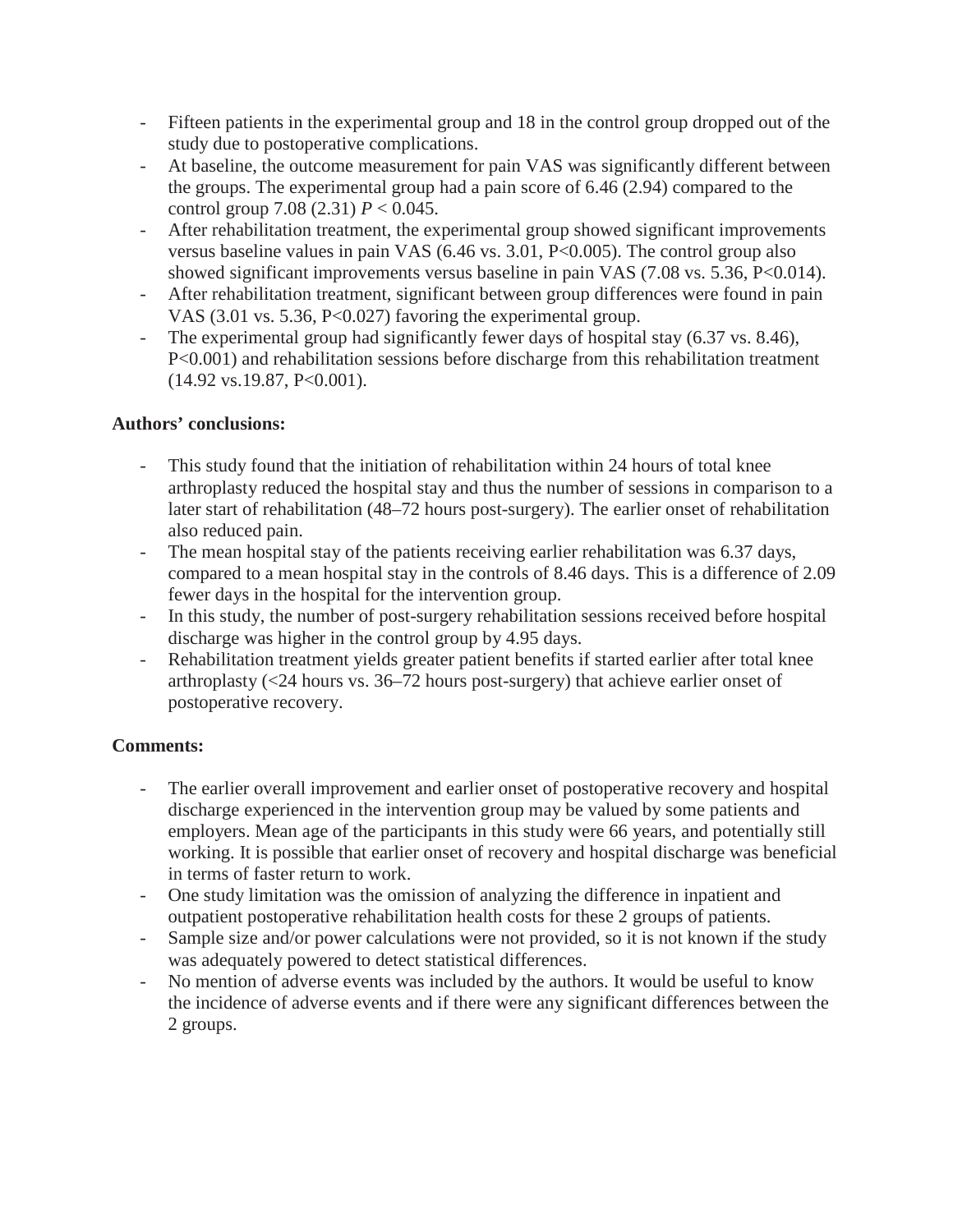- Fifteen patients in the experimental group and 18 in the control group dropped out of the study due to postoperative complications.
- At baseline, the outcome measurement for pain VAS was significantly different between the groups. The experimental group had a pain score of 6.46 (2.94) compared to the control group 7.08 (2.31) $P < 0.045$.
- After rehabilitation treatment, the experimental group showed significant improvements versus baseline values in pain VAS (6.46 vs. 3.01, $P<0.005$). The control group also showed significant improvements versus baseline in pain VAS (7.08 vs. 5.36, $P<0.014$).
- After rehabilitation treatment, significant between group differences were found in pain VAS (3.01 vs. 5.36, $P<0.027$) favoring the experimental group.
- The experimental group had significantly fewer days of hospital stay (6.37 vs. 8.46), $P<0.001$) and rehabilitation sessions before discharge from this rehabilitation treatment (14.92 vs.19.87, $P<0.001$).

**Authors' conclusions:**

- This study found that the initiation of rehabilitation within 24 hours of total knee arthroplasty reduced the hospital stay and thus the number of sessions in comparison to a later start of rehabilitation (48–72 hours post-surgery). The earlier onset of rehabilitation also reduced pain.
- The mean hospital stay of the patients receiving earlier rehabilitation was 6.37 days, compared to a mean hospital stay in the controls of 8.46 days. This is a difference of 2.09 fewer days in the hospital for the intervention group.
- In this study, the number of post-surgery rehabilitation sessions received before hospital discharge was higher in the control group by 4.95 days.
- Rehabilitation treatment yields greater patient benefits if started earlier after total knee arthroplasty (<24 hours vs. 36–72 hours post-surgery) that achieve earlier onset of postoperative recovery.

**Comments:**

- The earlier overall improvement and earlier onset of postoperative recovery and hospital discharge experienced in the intervention group may be valued by some patients and employers. Mean age of the participants in this study were 66 years, and potentially still working. It is possible that earlier onset of recovery and hospital discharge was beneficial in terms of faster return to work.
- One study limitation was the omission of analyzing the difference in inpatient and outpatient postoperative rehabilitation health costs for these 2 groups of patients.
- Sample size and/or power calculations were not provided, so it is not known if the study was adequately powered to detect statistical differences.
- No mention of adverse events was included by the authors. It would be useful to know the incidence of adverse events and if there were any significant differences between the 2 groups.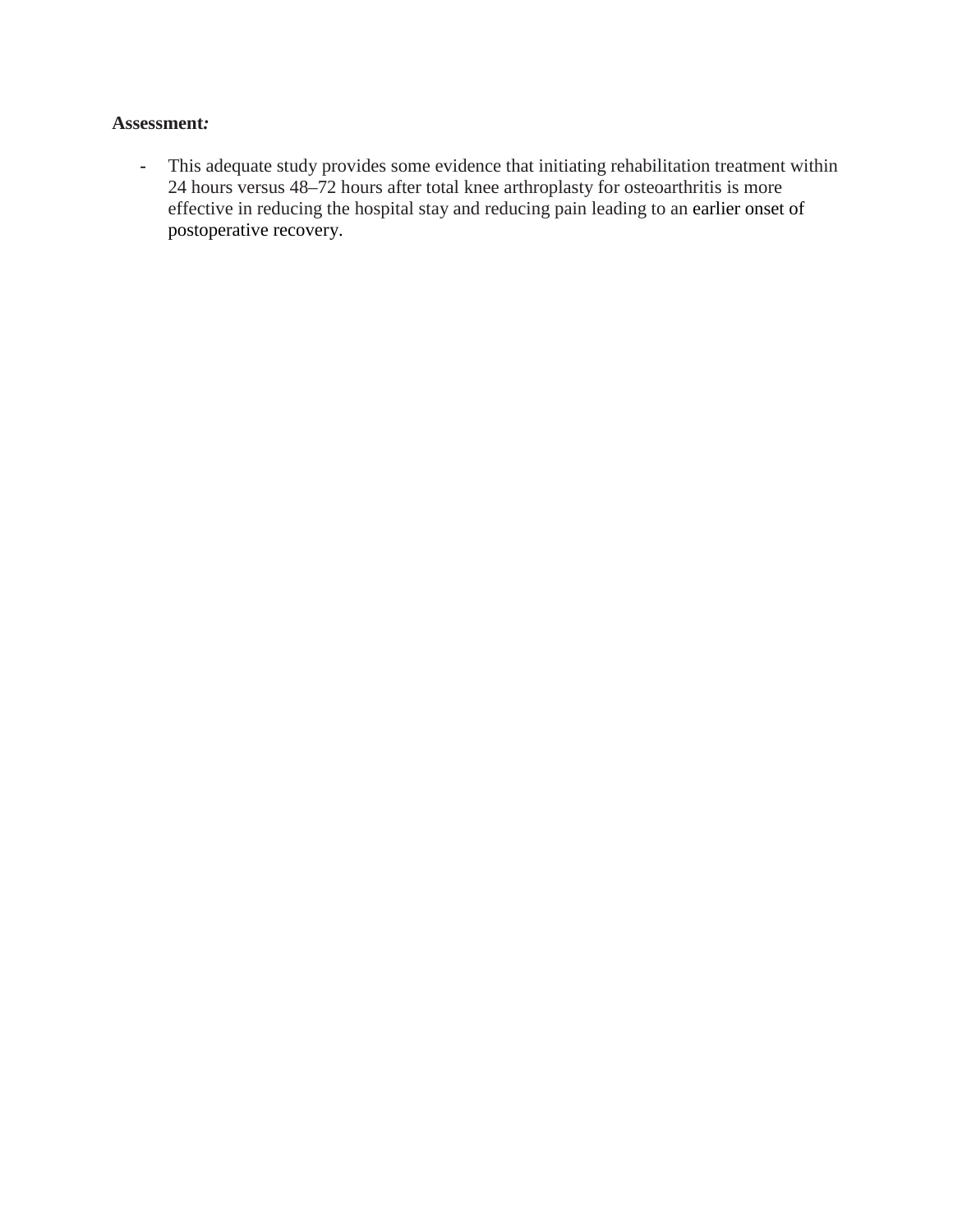**Assessment:**

- This adequate study provides some evidence that initiating rehabilitation treatment within 24 hours versus 48–72 hours after total knee arthroplasty for osteoarthritis is more effective in reducing the hospital stay and reducing pain leading to an earlier onset of postoperative recovery.